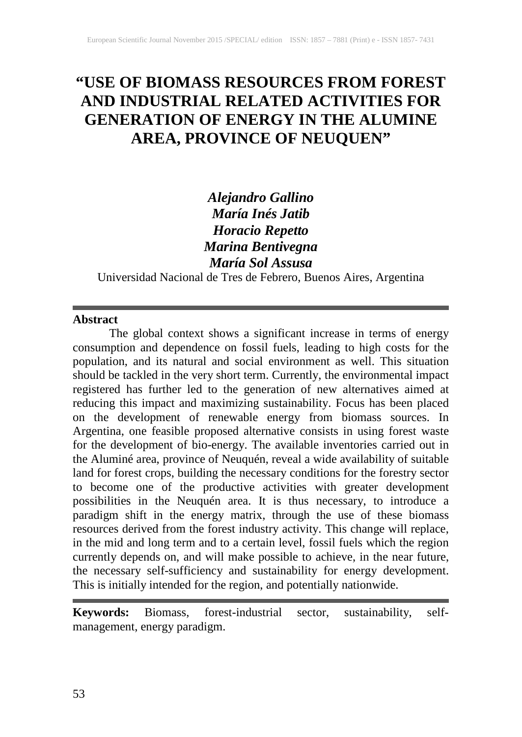# "USE OF BIOMASS RESOURCES FROM FOREST AND INDUSTRIAL RELATED ACTIVITIES FOR GENERATION OF ENERGY IN THE ALUMINE AREA, PROVINCE OF NEUQUEN"

***Alejandro Gallino***
***María Inés Jatib***
***Horacio Repetto***
***Marina Bentivegna***
***María Sol Assusa***

Universidad Nacional de Tres de Febrero, Buenos Aires, Argentina

---

**Abstract**

The global context shows a significant increase in terms of energy consumption and dependence on fossil fuels, leading to high costs for the population, and its natural and social environment as well. This situation should be tackled in the very short term. Currently, the environmental impact registered has further led to the generation of new alternatives aimed at reducing this impact and maximizing sustainability. Focus has been placed on the development of renewable energy from biomass sources. In Argentina, one feasible proposed alternative consists in using forest waste for the development of bio-energy. The available inventories carried out in the Aluminé area, province of Neuquén, reveal a wide availability of suitable land for forest crops, building the necessary conditions for the forestry sector to become one of the productive activities with greater development possibilities in the Neuquén area. It is thus necessary, to introduce a paradigm shift in the energy matrix, through the use of these biomass resources derived from the forest industry activity. This change will replace, in the mid and long term and to a certain level, fossil fuels which the region currently depends on, and will make possible to achieve, in the near future, the necessary self-sufficiency and sustainability for energy development. This is initially intended for the region, and potentially nationwide.

---

**Keywords:** Biomass, forest-industrial sector, sustainability, self-management, energy paradigm.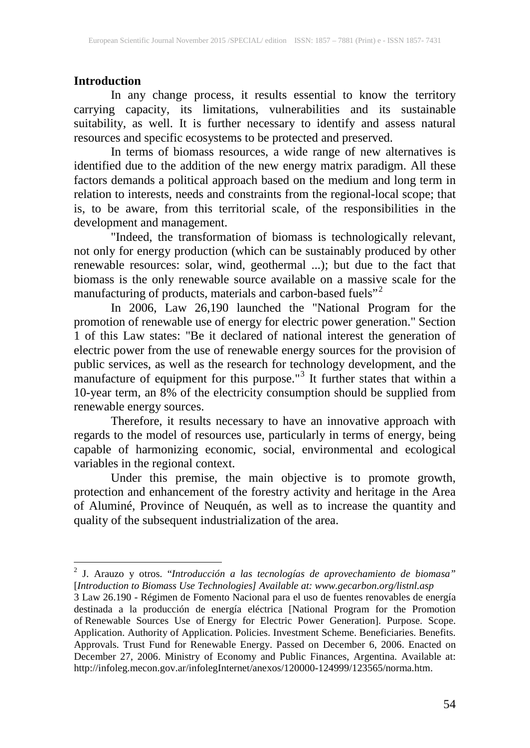## Introduction

In any change process, it results essential to know the territory carrying capacity, its limitations, vulnerabilities and its sustainable suitability, as well. It is further necessary to identify and assess natural resources and specific ecosystems to be protected and preserved.

In terms of biomass resources, a wide range of new alternatives is identified due to the addition of the new energy matrix paradigm. All these factors demands a political approach based on the medium and long term in relation to interests, needs and constraints from the regional-local scope; that is, to be aware, from this territorial scale, of the responsibilities in the development and management.

"Indeed, the transformation of biomass is technologically relevant, not only for energy production (which can be sustainably produced by other renewable resources: solar, wind, geothermal ...); but due to the fact that biomass is the only renewable source available on a massive scale for the manufacturing of products, materials and carbon-based fuels"[2]

In 2006, Law 26,190 launched the "National Program for the promotion of renewable use of energy for electric power generation." Section 1 of this Law states: "Be it declared of national interest the generation of electric power from the use of renewable energy sources for the provision of public services, as well as the research for technology development, and the manufacture of equipment for this purpose."[3] It further states that within a 10-year term, an 8% of the electricity consumption should be supplied from renewable energy sources.

Therefore, it results necessary to have an innovative approach with regards to the model of resources use, particularly in terms of energy, being capable of harmonizing economic, social, environmental and ecological variables in the regional context.

Under this premise, the main objective is to promote growth, protection and enhancement of the forestry activity and heritage in the Area of Aluminé, Province of Neuquén, as well as to increase the quantity and quality of the subsequent industrialization of the area.

---

[2] J. Arauzo y otros. "*Introducción a las tecnologías de aprovechamiento de biomasa*" [*Introduction to Biomass Use Technologies] Available at: www.gecarbon.org/listnl.asp*

3 Law 26.190 - Régimen de Fomento Nacional para el uso de fuentes renovables de energía destinada a la producción de energía eléctrica [National Program for the Promotion of Renewable Sources Use of Energy for Electric Power Generation]. Purpose. Scope. Application. Authority of Application. Policies. Investment Scheme. Beneficiaries. Benefits. Approvals. Trust Fund for Renewable Energy. Passed on December 6, 2006. Enacted on December 27, 2006. Ministry of Economy and Public Finances, Argentina. Available at: http://infoleg.mecon.gov.ar/infolegInternet/anexos/120000-124999/123565/norma.htm.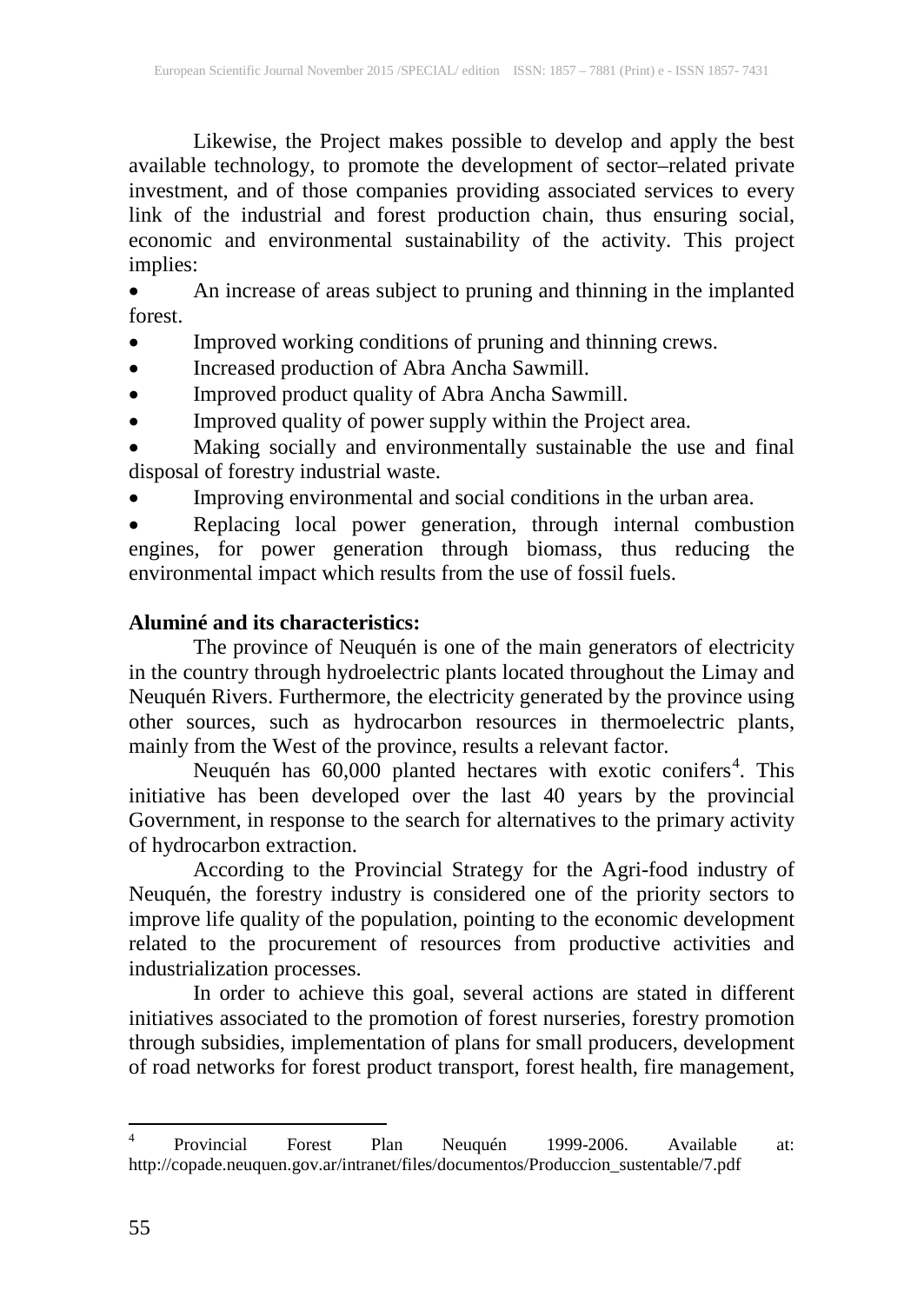Likewise, the Project makes possible to develop and apply the best available technology, to promote the development of sector–related private investment, and of those companies providing associated services to every link of the industrial and forest production chain, thus ensuring social, economic and environmental sustainability of the activity. This project implies:

- An increase of areas subject to pruning and thinning in the implanted forest.
- Improved working conditions of pruning and thinning crews.
- Increased production of Abra Ancha Sawmill.
- Improved product quality of Abra Ancha Sawmill.
- Improved quality of power supply within the Project area.
- Making socially and environmentally sustainable the use and final disposal of forestry industrial waste.
- Improving environmental and social conditions in the urban area.
- Replacing local power generation, through internal combustion engines, for power generation through biomass, thus reducing the environmental impact which results from the use of fossil fuels.

**Aluminé and its characteristics:**

The province of Neuquén is one of the main generators of electricity in the country through hydroelectric plants located throughout the Limay and Neuquén Rivers. Furthermore, the electricity generated by the province using other sources, such as hydrocarbon resources in thermoelectric plants, mainly from the West of the province, results a relevant factor.

Neuquén has 60,000 planted hectares with exotic conifers[4]. This initiative has been developed over the last 40 years by the provincial Government, in response to the search for alternatives to the primary activity of hydrocarbon extraction.

According to the Provincial Strategy for the Agri-food industry of Neuquén, the forestry industry is considered one of the priority sectors to improve life quality of the population, pointing to the economic development related to the procurement of resources from productive activities and industrialization processes.

In order to achieve this goal, several actions are stated in different initiatives associated to the promotion of forest nurseries, forestry promotion through subsidies, implementation of plans for small producers, development of road networks for forest product transport, forest health, fire management,

---

[4] Provincial Forest Plan Neuquén 1999-2006. Available at: http://copade.neuquen.gov.ar/intranet/files/documentos/Produccion_sustentable/7.pdf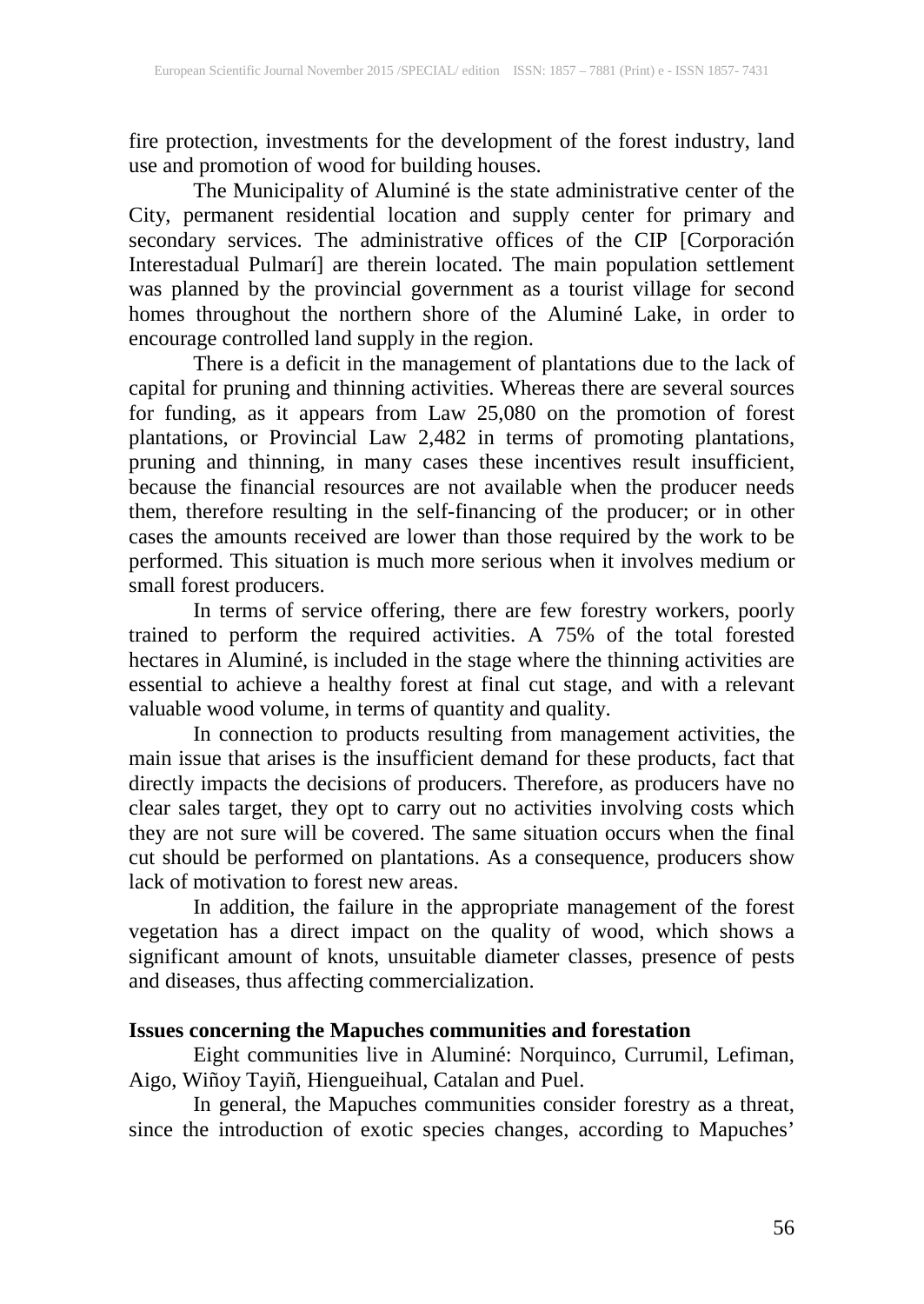fire protection, investments for the development of the forest industry, land use and promotion of wood for building houses.

The Municipality of Aluminé is the state administrative center of the City, permanent residential location and supply center for primary and secondary services. The administrative offices of the CIP [Corporación Interestadual Pulmarí] are therein located. The main population settlement was planned by the provincial government as a tourist village for second homes throughout the northern shore of the Aluminé Lake, in order to encourage controlled land supply in the region.

There is a deficit in the management of plantations due to the lack of capital for pruning and thinning activities. Whereas there are several sources for funding, as it appears from Law 25,080 on the promotion of forest plantations, or Provincial Law 2,482 in terms of promoting plantations, pruning and thinning, in many cases these incentives result insufficient, because the financial resources are not available when the producer needs them, therefore resulting in the self-financing of the producer; or in other cases the amounts received are lower than those required by the work to be performed. This situation is much more serious when it involves medium or small forest producers.

In terms of service offering, there are few forestry workers, poorly trained to perform the required activities. A 75% of the total forested hectares in Aluminé, is included in the stage where the thinning activities are essential to achieve a healthy forest at final cut stage, and with a relevant valuable wood volume, in terms of quantity and quality.

In connection to products resulting from management activities, the main issue that arises is the insufficient demand for these products, fact that directly impacts the decisions of producers. Therefore, as producers have no clear sales target, they opt to carry out no activities involving costs which they are not sure will be covered. The same situation occurs when the final cut should be performed on plantations. As a consequence, producers show lack of motivation to forest new areas.

In addition, the failure in the appropriate management of the forest vegetation has a direct impact on the quality of wood, which shows a significant amount of knots, unsuitable diameter classes, presence of pests and diseases, thus affecting commercialization.

**Issues concerning the Mapuches communities and forestation**

Eight communities live in Aluminé: Norquinco, Currumil, Lefiman, Aigo, Wiñoy Tayiñ, Hiengueihual, Catalan and Puel.

In general, the Mapuches communities consider forestry as a threat, since the introduction of exotic species changes, according to Mapuches'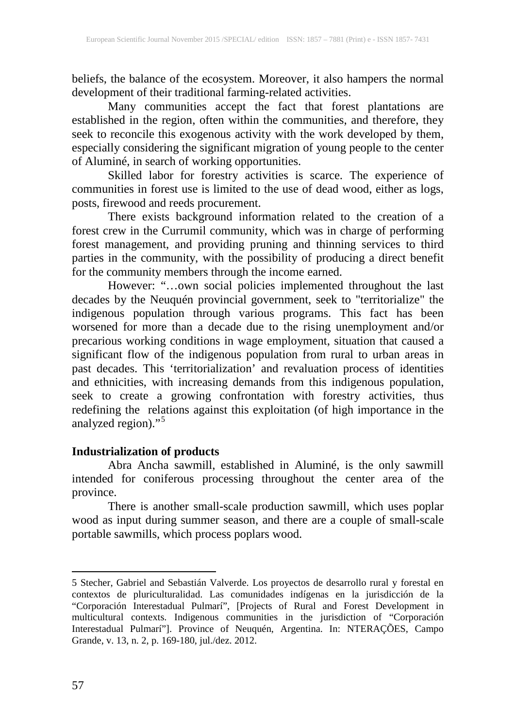beliefs, the balance of the ecosystem. Moreover, it also hampers the normal development of their traditional farming-related activities.

Many communities accept the fact that forest plantations are established in the region, often within the communities, and therefore, they seek to reconcile this exogenous activity with the work developed by them, especially considering the significant migration of young people to the center of Aluminé, in search of working opportunities.

Skilled labor for forestry activities is scarce. The experience of communities in forest use is limited to the use of dead wood, either as logs, posts, firewood and reeds procurement.

There exists background information related to the creation of a forest crew in the Currumil community, which was in charge of performing forest management, and providing pruning and thinning services to third parties in the community, with the possibility of producing a direct benefit for the community members through the income earned.

However: "…own social policies implemented throughout the last decades by the Neuquén provincial government, seek to "territorialize" the indigenous population through various programs. This fact has been worsened for more than a decade due to the rising unemployment and/or precarious working conditions in wage employment, situation that caused a significant flow of the indigenous population from rural to urban areas in past decades. This 'territorialization' and revaluation process of identities and ethnicities, with increasing demands from this indigenous population, seek to create a growing confrontation with forestry activities, thus redefining the relations against this exploitation (of high importance in the analyzed region)."[5]

**Industrialization of products**

Abra Ancha sawmill, established in Aluminé, is the only sawmill intended for coniferous processing throughout the center area of the province.

There is another small-scale production sawmill, which uses poplar wood as input during summer season, and there are a couple of small-scale portable sawmills, which process poplars wood.

---

5 Stecher, Gabriel and Sebastián Valverde. Los proyectos de desarrollo rural y forestal en contextos de pluriculturalidad. Las comunidades indígenas en la jurisdicción de la "Corporación Interestadual Pulmarí", [Projects of Rural and Forest Development in multicultural contexts. Indigenous communities in the jurisdiction of "Corporación Interestadual Pulmarí"]. Province of Neuquén, Argentina. In: NTERAÇÕES, Campo Grande, v. 13, n. 2, p. 169-180, jul./dez. 2012.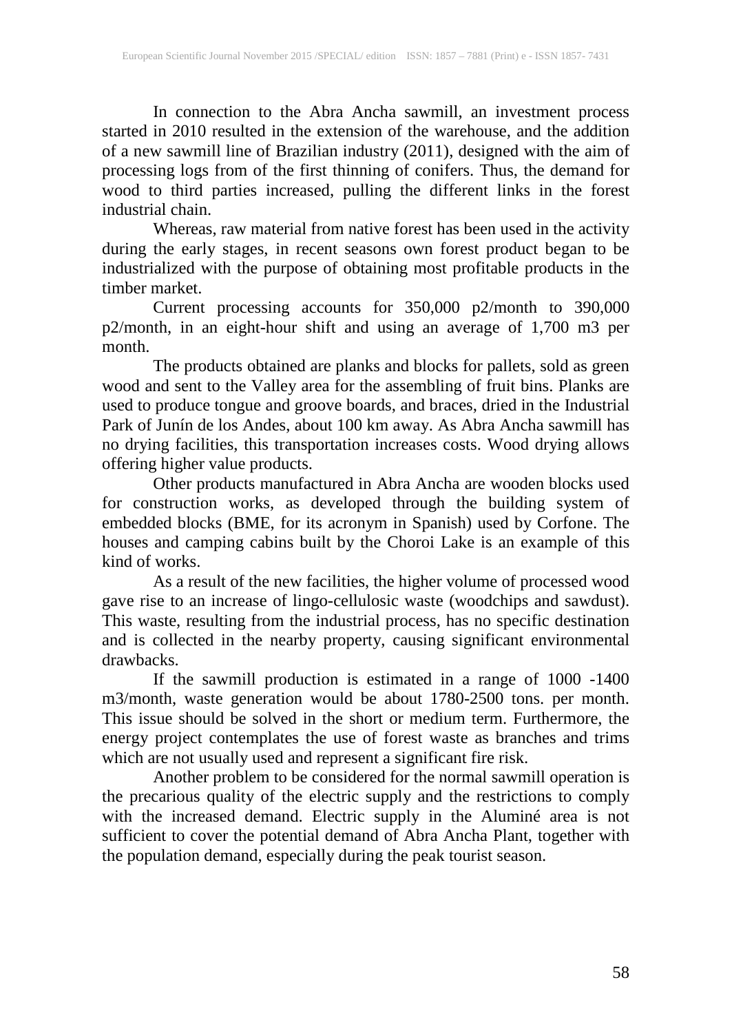In connection to the Abra Ancha sawmill, an investment process started in 2010 resulted in the extension of the warehouse, and the addition of a new sawmill line of Brazilian industry (2011), designed with the aim of processing logs from of the first thinning of conifers. Thus, the demand for wood to third parties increased, pulling the different links in the forest industrial chain.

Whereas, raw material from native forest has been used in the activity during the early stages, in recent seasons own forest product began to be industrialized with the purpose of obtaining most profitable products in the timber market.

Current processing accounts for 350,000 p2/month to 390,000 p2/month, in an eight-hour shift and using an average of 1,700 m3 per month.

The products obtained are planks and blocks for pallets, sold as green wood and sent to the Valley area for the assembling of fruit bins. Planks are used to produce tongue and groove boards, and braces, dried in the Industrial Park of Junín de los Andes, about 100 km away. As Abra Ancha sawmill has no drying facilities, this transportation increases costs. Wood drying allows offering higher value products.

Other products manufactured in Abra Ancha are wooden blocks used for construction works, as developed through the building system of embedded blocks (BME, for its acronym in Spanish) used by Corfone. The houses and camping cabins built by the Choroi Lake is an example of this kind of works.

As a result of the new facilities, the higher volume of processed wood gave rise to an increase of lingo-cellulosic waste (woodchips and sawdust). This waste, resulting from the industrial process, has no specific destination and is collected in the nearby property, causing significant environmental drawbacks.

If the sawmill production is estimated in a range of 1000 -1400 m3/month, waste generation would be about 1780-2500 tons. per month. This issue should be solved in the short or medium term. Furthermore, the energy project contemplates the use of forest waste as branches and trims which are not usually used and represent a significant fire risk.

Another problem to be considered for the normal sawmill operation is the precarious quality of the electric supply and the restrictions to comply with the increased demand. Electric supply in the Aluminé area is not sufficient to cover the potential demand of Abra Ancha Plant, together with the population demand, especially during the peak tourist season.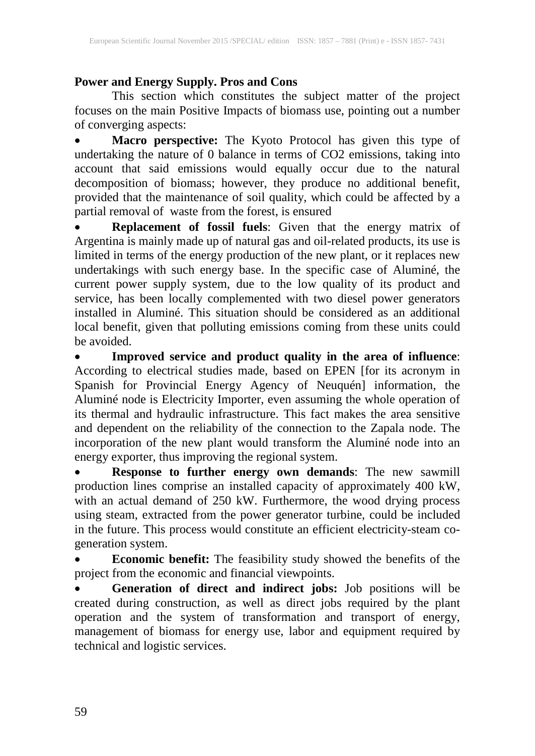**Power and Energy Supply. Pros and Cons**

This section which constitutes the subject matter of the project focuses on the main Positive Impacts of biomass use, pointing out a number of converging aspects:

- **Macro perspective:** The Kyoto Protocol has given this type of undertaking the nature of 0 balance in terms of $CO_2$ emissions, taking into account that said emissions would equally occur due to the natural decomposition of biomass; however, they produce no additional benefit, provided that the maintenance of soil quality, which could be affected by a partial removal of waste from the forest, is ensured
- **Replacement of fossil fuels**: Given that the energy matrix of Argentina is mainly made up of natural gas and oil-related products, its use is limited in terms of the energy production of the new plant, or it replaces new undertakings with such energy base. In the specific case of Aluminé, the current power supply system, due to the low quality of its product and service, has been locally complemented with two diesel power generators installed in Aluminé. This situation should be considered as an additional local benefit, given that polluting emissions coming from these units could be avoided.
- **Improved service and product quality in the area of influence**: According to electrical studies made, based on EPEN [for its acronym in Spanish for Provincial Energy Agency of Neuquén] information, the Aluminé node is Electricity Importer, even assuming the whole operation of its thermal and hydraulic infrastructure. This fact makes the area sensitive and dependent on the reliability of the connection to the Zapala node. The incorporation of the new plant would transform the Aluminé node into an energy exporter, thus improving the regional system.
- **Response to further energy own demands**: The new sawmill production lines comprise an installed capacity of approximately 400 kW, with an actual demand of 250 kW. Furthermore, the wood drying process using steam, extracted from the power generator turbine, could be included in the future. This process would constitute an efficient electricity-steam co-generation system.
- **Economic benefit:** The feasibility study showed the benefits of the project from the economic and financial viewpoints.
- **Generation of direct and indirect jobs:** Job positions will be created during construction, as well as direct jobs required by the plant operation and the system of transformation and transport of energy, management of biomass for energy use, labor and equipment required by technical and logistic services.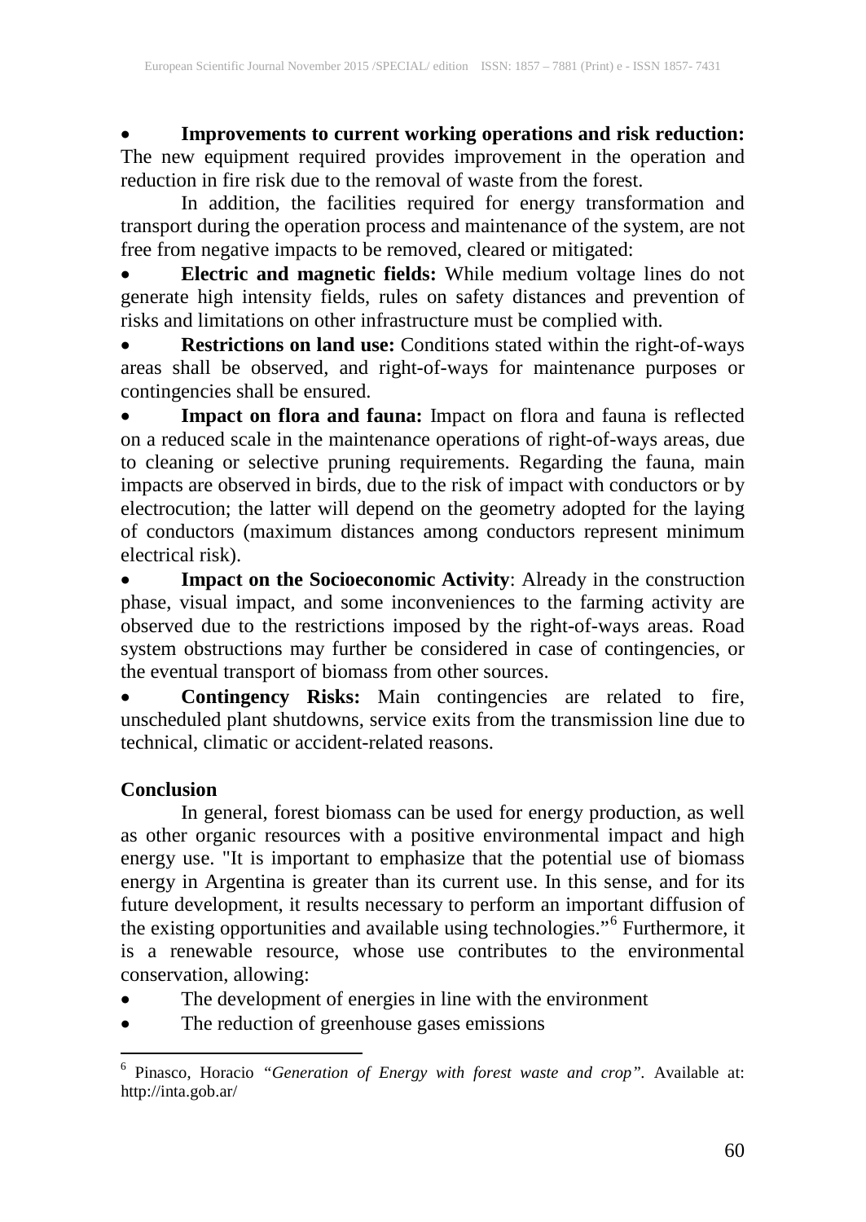- **Improvements to current working operations and risk reduction:** The new equipment required provides improvement in the operation and reduction in fire risk due to the removal of waste from the forest.

In addition, the facilities required for energy transformation and transport during the operation process and maintenance of the system, are not free from negative impacts to be removed, cleared or mitigated:

- **Electric and magnetic fields:** While medium voltage lines do not generate high intensity fields, rules on safety distances and prevention of risks and limitations on other infrastructure must be complied with.
- **Restrictions on land use:** Conditions stated within the right-of-ways areas shall be observed, and right-of-ways for maintenance purposes or contingencies shall be ensured.
- **Impact on flora and fauna:** Impact on flora and fauna is reflected on a reduced scale in the maintenance operations of right-of-ways areas, due to cleaning or selective pruning requirements. Regarding the fauna, main impacts are observed in birds, due to the risk of impact with conductors or by electrocution; the latter will depend on the geometry adopted for the laying of conductors (maximum distances among conductors represent minimum electrical risk).
- **Impact on the Socioeconomic Activity**: Already in the construction phase, visual impact, and some inconveniences to the farming activity are observed due to the restrictions imposed by the right-of-ways areas. Road system obstructions may further be considered in case of contingencies, or the eventual transport of biomass from other sources.
- **Contingency Risks:** Main contingencies are related to fire, unscheduled plant shutdowns, service exits from the transmission line due to technical, climatic or accident-related reasons.

## Conclusion

In general, forest biomass can be used for energy production, as well as other organic resources with a positive environmental impact and high energy use. "It is important to emphasize that the potential use of biomass energy in Argentina is greater than its current use. In this sense, and for its future development, it results necessary to perform an important diffusion of the existing opportunities and available using technologies."[6] Furthermore, it is a renewable resource, whose use contributes to the environmental conservation, allowing:

- The development of energies in line with the environment
- The reduction of greenhouse gases emissions

---

[6] Pinasco, Horacio *"Generation of Energy with forest waste and crop"*. Available at: http://inta.gob.ar/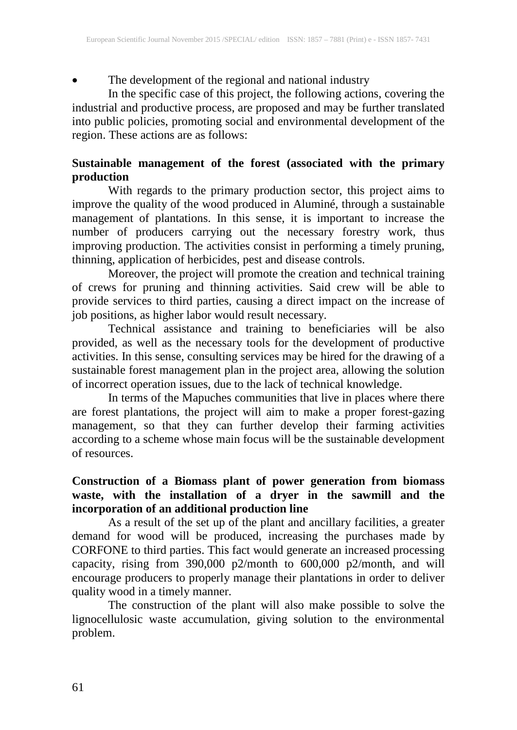- The development of the regional and national industry

In the specific case of this project, the following actions, covering the industrial and productive process, are proposed and may be further translated into public policies, promoting social and environmental development of the region. These actions are as follows:

**Sustainable management of the forest (associated with the primary production**

With regards to the primary production sector, this project aims to improve the quality of the wood produced in Aluminé, through a sustainable management of plantations. In this sense, it is important to increase the number of producers carrying out the necessary forestry work, thus improving production. The activities consist in performing a timely pruning, thinning, application of herbicides, pest and disease controls.

Moreover, the project will promote the creation and technical training of crews for pruning and thinning activities. Said crew will be able to provide services to third parties, causing a direct impact on the increase of job positions, as higher labor would result necessary.

Technical assistance and training to beneficiaries will be also provided, as well as the necessary tools for the development of productive activities. In this sense, consulting services may be hired for the drawing of a sustainable forest management plan in the project area, allowing the solution of incorrect operation issues, due to the lack of technical knowledge.

In terms of the Mapuches communities that live in places where there are forest plantations, the project will aim to make a proper forest-gazing management, so that they can further develop their farming activities according to a scheme whose main focus will be the sustainable development of resources.

**Construction of a Biomass plant of power generation from biomass waste, with the installation of a dryer in the sawmill and the incorporation of an additional production line**

As a result of the set up of the plant and ancillary facilities, a greater demand for wood will be produced, increasing the purchases made by CORFONE to third parties. This fact would generate an increased processing capacity, rising from 390,000 p2/month to 600,000 p2/month, and will encourage producers to properly manage their plantations in order to deliver quality wood in a timely manner.

The construction of the plant will also make possible to solve the lignocellulosic waste accumulation, giving solution to the environmental problem.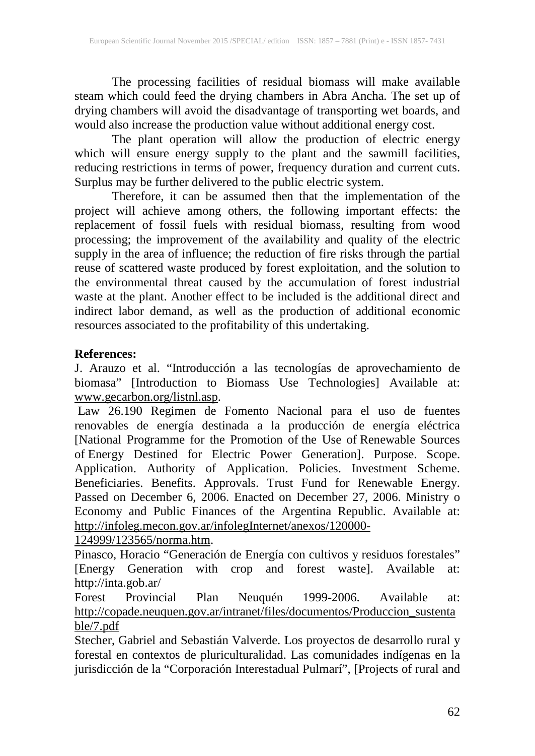The processing facilities of residual biomass will make available steam which could feed the drying chambers in Abra Ancha. The set up of drying chambers will avoid the disadvantage of transporting wet boards, and would also increase the production value without additional energy cost.

The plant operation will allow the production of electric energy which will ensure energy supply to the plant and the sawmill facilities, reducing restrictions in terms of power, frequency duration and current cuts. Surplus may be further delivered to the public electric system.

Therefore, it can be assumed then that the implementation of the project will achieve among others, the following important effects: the replacement of fossil fuels with residual biomass, resulting from wood processing; the improvement of the availability and quality of the electric supply in the area of influence; the reduction of fire risks through the partial reuse of scattered waste produced by forest exploitation, and the solution to the environmental threat caused by the accumulation of forest industrial waste at the plant. Another effect to be included is the additional direct and indirect labor demand, as well as the production of additional economic resources associated to the profitability of this undertaking.

**References:**

J. Arauzo et al. "Introducción a las tecnologías de aprovechamiento de biomasa" [Introduction to Biomass Use Technologies] Available at: www.gecarbon.org/listnl.asp.

Law 26.190 Regimen de Fomento Nacional para el uso de fuentes renovables de energía destinada a la producción de energía eléctrica [National Programme for the Promotion of the Use of Renewable Sources of Energy Destined for Electric Power Generation]. Purpose. Scope. Application. Authority of Application. Policies. Investment Scheme. Beneficiaries. Benefits. Approvals. Trust Fund for Renewable Energy. Passed on December 6, 2006. Enacted on December 27, 2006. Ministry o Economy and Public Finances of the Argentina Republic. Available at: http://infoleg.mecon.gov.ar/infolegInternet/anexos/120000-124999/123565/norma.htm.

Pinasco, Horacio "Generación de Energía con cultivos y residuos forestales" [Energy Generation with crop and forest waste]. Available at: http://inta.gob.ar/

Forest Provincial Plan Neuquén 1999-2006. Available at: http://copade.neuquen.gov.ar/intranet/files/documentos/Produccion_sustentable/7.pdf

Stecher, Gabriel and Sebastián Valverde. Los proyectos de desarrollo rural y forestal en contextos de pluriculturalidad. Las comunidades indígenas en la jurisdicción de la "Corporación Interestadual Pulmarí", [Projects of rural and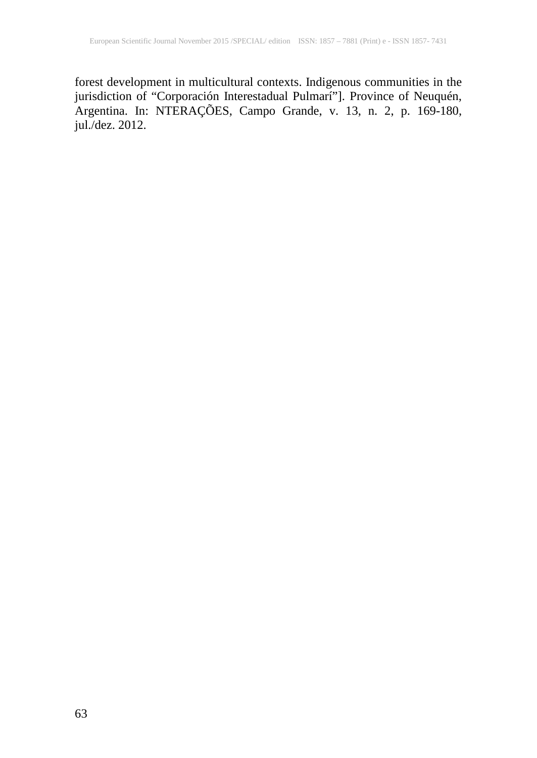forest development in multicultural contexts. Indigenous communities in the jurisdiction of "Corporación Interestadual Pulmarí"]. Province of Neuquén, Argentina. In: NTERAÇÕES, Campo Grande, v. 13, n. 2, p. 169-180, jul./dez. 2012.